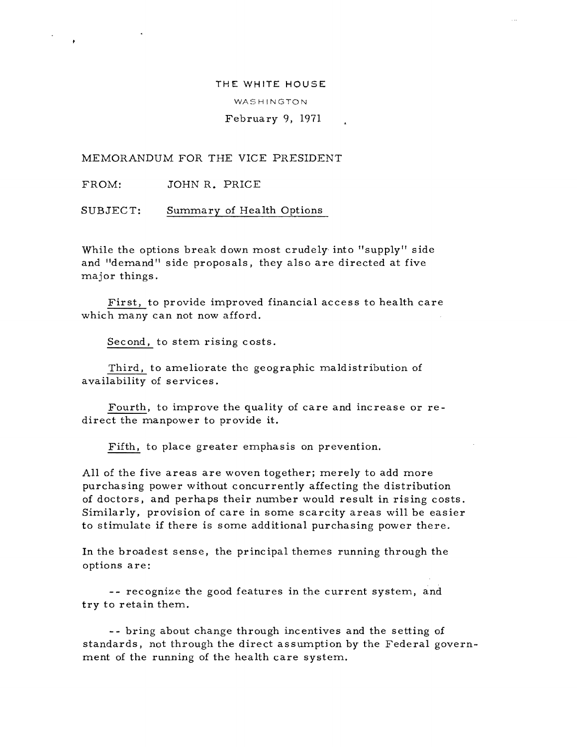THE WHITE HOUSE

WASHINGTON

February 9, 1971

MEMORANDUM FOR THE VICE PRESIDENT

FROM: JOHN R. PRICE

SUBJECT: <u>Summary of Health Options</u>

While the options break down most crudely into "supply" side and "demand" side proposals, they also are directed at five major things.

<u>First,</u> to provide improved financial access to health care which many can not now afford.

<u>Second,</u> to stem rising costs.

<u>Third,</u> to ameliorate the geographic maldistribution of availability of services.

<u>Fourth,</u> to improve the quality of care and increase or redirect the manpower to provide it.

<u>Fifth,</u> to place greater emphasis on prevention.

All of the five areas are woven together; merely to add more purchasing power without concurrently affecting the distribution of doctors, and perhaps their number would result in rising costs. Similarly, provision of care in some scarcity areas will be easier to stimulate if there is some additional purchasing power there.

In the broadest sense, the principal themes running through the options are:

-- recognize the good features in the current system, and try to retain them.

-- bring about change through incentives and the setting of standards, not through the direct assumption by the Federal government of the running of the health care system.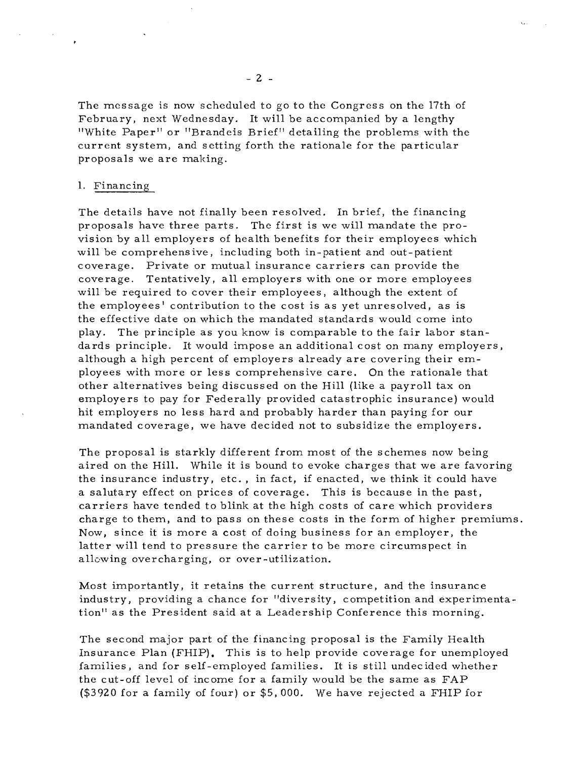The message is now scheduled to go to the Congress on the 17th of February, next Wednesday. It will be accompanied by a lengthy "White Paper" or "Brandeis Brief" detailing the problems with the current system, and setting forth the rationale for the particular proposals we are making.

1. Financing

The details have not finally been resolved. In brief, the financing proposals have three parts. The first is we will mandate the provision by all employers of health benefits for their employees which will be comprehensive, including both in-patient and out-patient coverage. Private or mutual insurance carriers can provide the coverage. Tentatively, all employers with one or more employees will be required to cover their employees, although the extent of the employees' contribution to the cost is as yet unresolved, as is the effective date on which the mandated standards would come into play. The principle as you know is comparable to the fair labor standards principle. It would impose an additional cost on many employers, although a high percent of employers already are covering their employees with more or less comprehensive care. On the rationale that other alternatives being discussed on the Hill (like a payroll tax on employers to pay for Federally provided catastrophic insurance) would hit employers no less hard and probably harder than paying for our mandated coverage, we have decided not to subsidize the employers.

The proposal is starkly different from most of the schemes now being aired on the Hill. While it is bound to evoke charges that we are favoring the insurance industry, etc., in fact, if enacted, we think it could have a salutary effect on prices of coverage. This is because in the past, carriers have tended to blink at the high costs of care which providers charge to them, and to pass on these costs in the form of higher premiums. Now, since it is more a cost of doing business for an employer, the latter will tend to pressure the carrier to be more circumspect in allowing overcharging, or over-utilization.

Most importantly, it retains the current structure, and the insurance industry, providing a chance for "diversity, competition and experimentation" as the President said at a Leadership Conference this morning.

The second major part of the financing proposal is the Family Health Insurance Plan (FHIP). This is to help provide coverage for unemployed families, and for self-employed families. It is still undecided whether the cut-off level of income for a family would be the same as FAP ($3920 for a family of four) or $5,000. We have rejected a FHIP for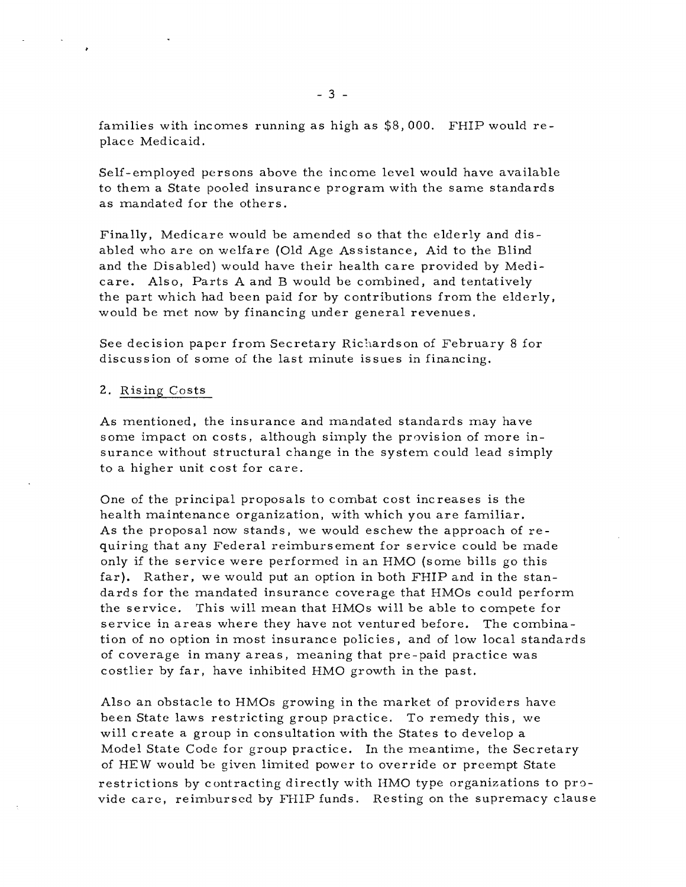families with incomes running as high as $8,000. FHIP would replace Medicaid.

Self-employed persons above the income level would have available to them a State pooled insurance program with the same standards as mandated for the others.

Finally, Medicare would be amended so that the elderly and disabled who are on welfare (Old Age Assistance, Aid to the Blind and the Disabled) would have their health care provided by Medicare. Also, Parts A and B would be combined, and tentatively the part which had been paid for by contributions from the elderly, would be met now by financing under general revenues.

See decision paper from Secretary Richardson of February 8 for discussion of some of the last minute issues in financing.

2. Rising Costs

As mentioned, the insurance and mandated standards may have some impact on costs, although simply the provision of more insurance without structural change in the system could lead simply to a higher unit cost for care.

One of the principal proposals to combat cost increases is the health maintenance organization, with which you are familiar. As the proposal now stands, we would eschew the approach of requiring that any Federal reimbursement for service could be made only if the service were performed in an HMO (some bills go this far). Rather, we would put an option in both FHIP and in the standards for the mandated insurance coverage that HMOs could perform the service. This will mean that HMOs will be able to compete for service in areas where they have not ventured before. The combination of no option in most insurance policies, and of low local standards of coverage in many areas, meaning that pre-paid practice was costlier by far, have inhibited HMO growth in the past.

Also an obstacle to HMOs growing in the market of providers have been State laws restricting group practice. To remedy this, we will create a group in consultation with the States to develop a Model State Code for group practice. In the meantime, the Secretary of HEW would be given limited power to override or preempt State restrictions by contracting directly with HMO type organizations to provide care, reimbursed by FHIP funds. Resting on the supremacy clause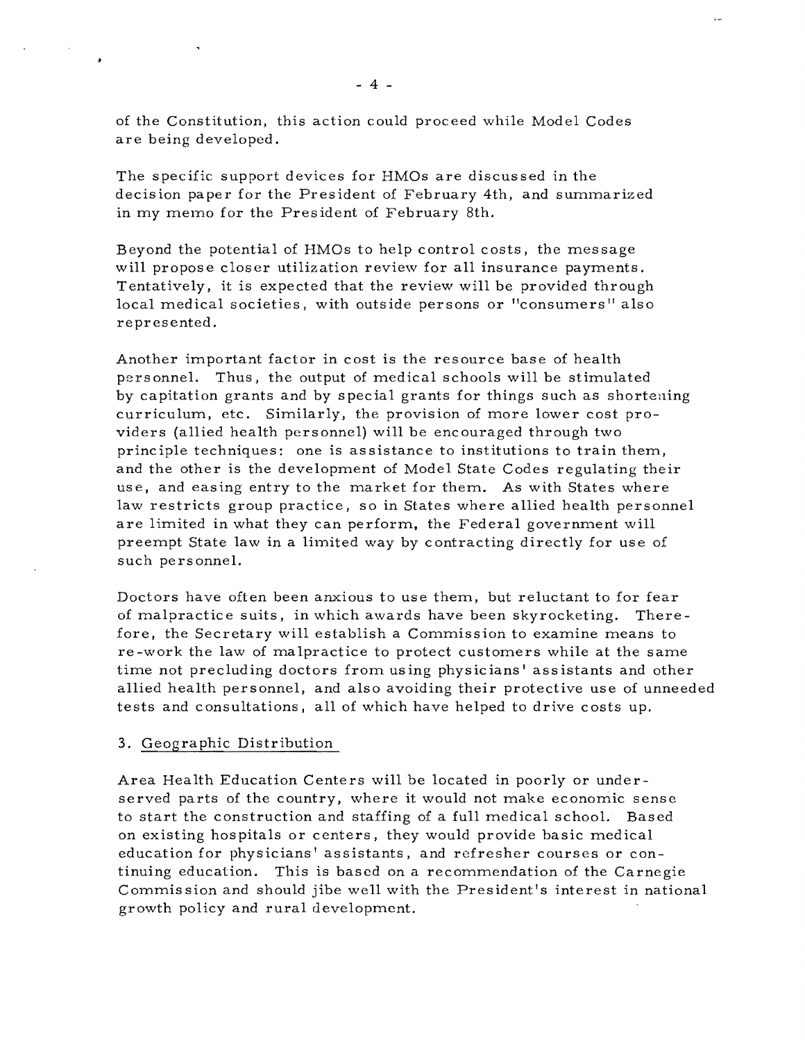of the Constitution, this action could proceed while Model Codes are being developed.

The specific support devices for HMOs are discussed in the decision paper for the President of February 4th, and summarized in my memo for the President of February 8th.

Beyond the potential of HMOs to help control costs, the message will propose closer utilization review for all insurance payments. Tentatively, it is expected that the review will be provided through local medical societies, with outside persons or "consumers" also represented.

Another important factor in cost is the resource base of health personnel. Thus, the output of medical schools will be stimulated by capitation grants and by special grants for things such as shortening curriculum, etc. Similarly, the provision of more lower cost providers (allied health personnel) will be encouraged through two principle techniques: one is assistance to institutions to train them, and the other is the development of Model State Codes regulating their use, and easing entry to the market for them. As with States where law restricts group practice, so in States where allied health personnel are limited in what they can perform, the Federal government will preempt State law in a limited way by contracting directly for use of such personnel.

Doctors have often been anxious to use them, but reluctant to for fear of malpractice suits, in which awards have been skyrocketing. Therefore, the Secretary will establish a Commission to examine means to re-work the law of malpractice to protect customers while at the same time not precluding doctors from using physicians' assistants and other allied health personnel, and also avoiding their protective use of unneeded tests and consultations, all of which have helped to drive costs up.

3. <u>Geographic Distribution</u>

Area Health Education Centers will be located in poorly or underserved parts of the country, where it would not make economic sense to start the construction and staffing of a full medical school. Based on existing hospitals or centers, they would provide basic medical education for physicians' assistants, and refresher courses or continuing education. This is based on a recommendation of the Carnegie Commission and should jibe well with the President's interest in national growth policy and rural development.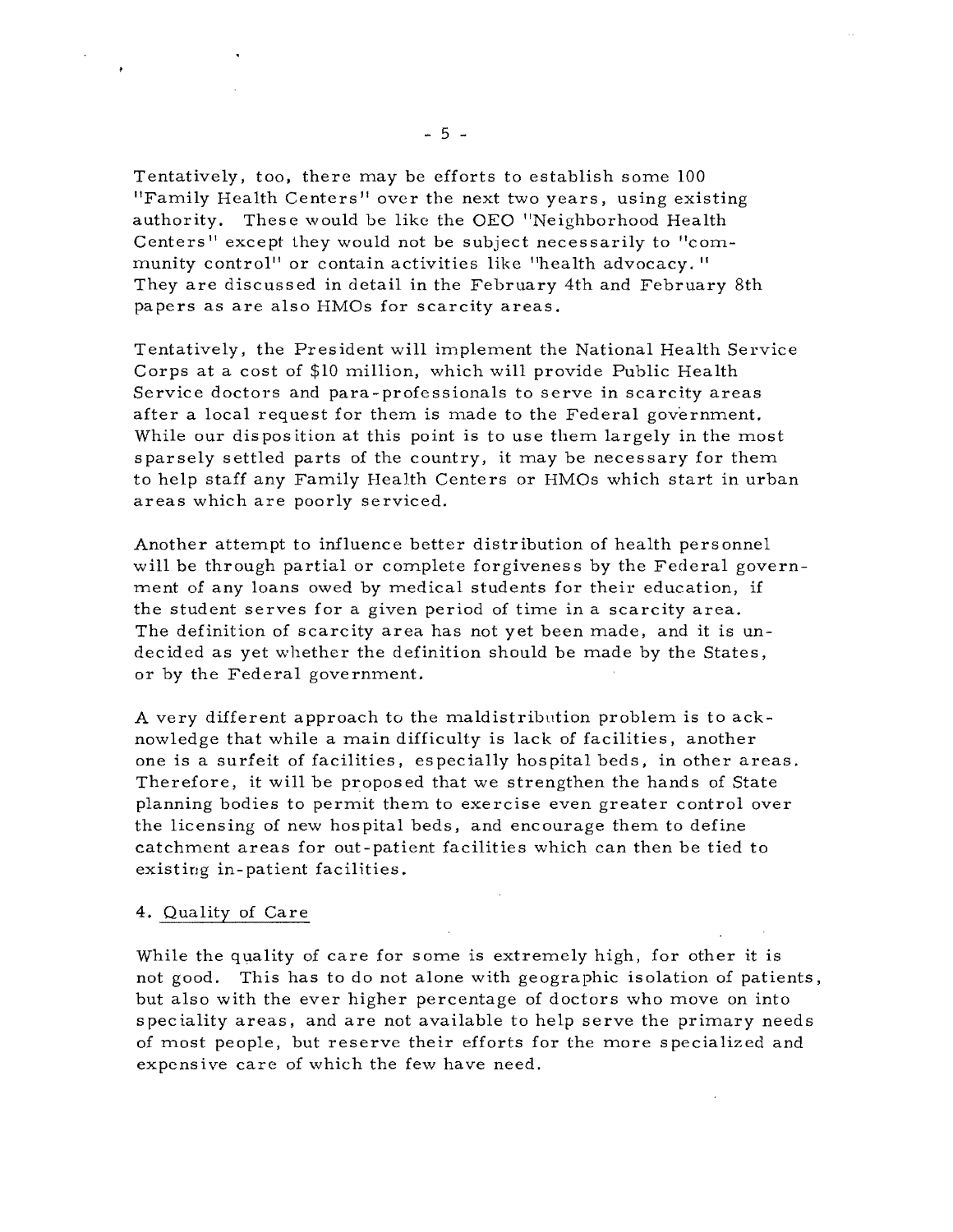Tentatively, too, there may be efforts to establish some 100 "Family Health Centers" over the next two years, using existing authority. These would be like the OEO "Neighborhood Health Centers" except they would not be subject necessarily to "community control" or contain activities like "health advocacy." They are discussed in detail in the February 4th and February 8th papers as are also HMOs for scarcity areas.

Tentatively, the President will implement the National Health Service Corps at a cost of $10 million, which will provide Public Health Service doctors and para-professionals to serve in scarcity areas after a local request for them is made to the Federal government. While our disposition at this point is to use them largely in the most sparsely settled parts of the country, it may be necessary for them to help staff any Family Health Centers or HMOs which start in urban areas which are poorly serviced.

Another attempt to influence better distribution of health personnel will be through partial or complete forgiveness by the Federal government of any loans owed by medical students for their education, if the student serves for a given period of time in a scarcity area. The definition of scarcity area has not yet been made, and it is undecided as yet whether the definition should be made by the States, or by the Federal government.

A very different approach to the maldistribution problem is to acknowledge that while a main difficulty is lack of facilities, another one is a surfeit of facilities, especially hospital beds, in other areas. Therefore, it will be proposed that we strengthen the hands of State planning bodies to permit them to exercise even greater control over the licensing of new hospital beds, and encourage them to define catchment areas for out-patient facilities which can then be tied to existing in-patient facilities.

4. Quality of Care

While the quality of care for some is extremely high, for other it is not good. This has to do not alone with geographic isolation of patients, but also with the ever higher percentage of doctors who move on into speciality areas, and are not available to help serve the primary needs of most people, but reserve their efforts for the more specialized and expensive care of which the few have need.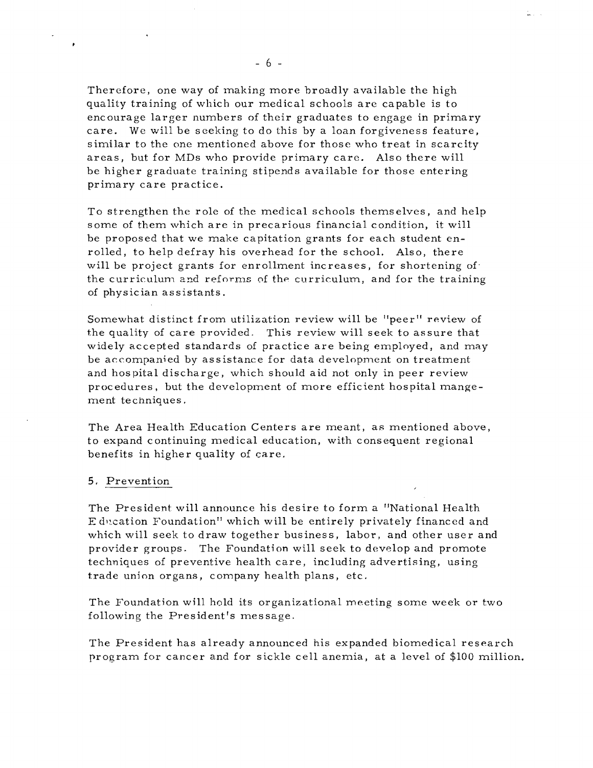Therefore, one way of making more broadly available the high quality training of which our medical schools are capable is to encourage larger numbers of their graduates to engage in primary care. We will be seeking to do this by a loan forgiveness feature, similar to the one mentioned above for those who treat in scarcity areas, but for MDs who provide primary care. Also there will be higher graduate training stipends available for those entering primary care practice.

To strengthen the role of the medical schools themselves, and help some of them which are in precarious financial condition, it will be proposed that we make capitation grants for each student enrolled, to help defray his overhead for the school. Also, there will be project grants for enrollment increases, for shortening of the curriculum and reforms of the curriculum, and for the training of physician assistants.

Somewhat distinct from utilization review will be "peer" review of the quality of care provided. This review will seek to assure that widely accepted standards of practice are being employed, and may be accompanied by assistance for data development on treatment and hospital discharge, which should aid not only in peer review procedures, but the development of more efficient hospital mangement techniques.

The Area Health Education Centers are meant, as mentioned above, to expand continuing medical education, with consequent regional benefits in higher quality of care.

5. Prevention

The President will announce his desire to form a "National Health Education Foundation" which will be entirely privately financed and which will seek to draw together business, labor, and other user and provider groups. The Foundation will seek to develop and promote techniques of preventive health care, including advertising, using trade union organs, company health plans, etc.

The Foundation will hold its organizational meeting some week or two following the President's message.

The President has already announced his expanded biomedical research program for cancer and for sickle cell anemia, at a level of $100 million.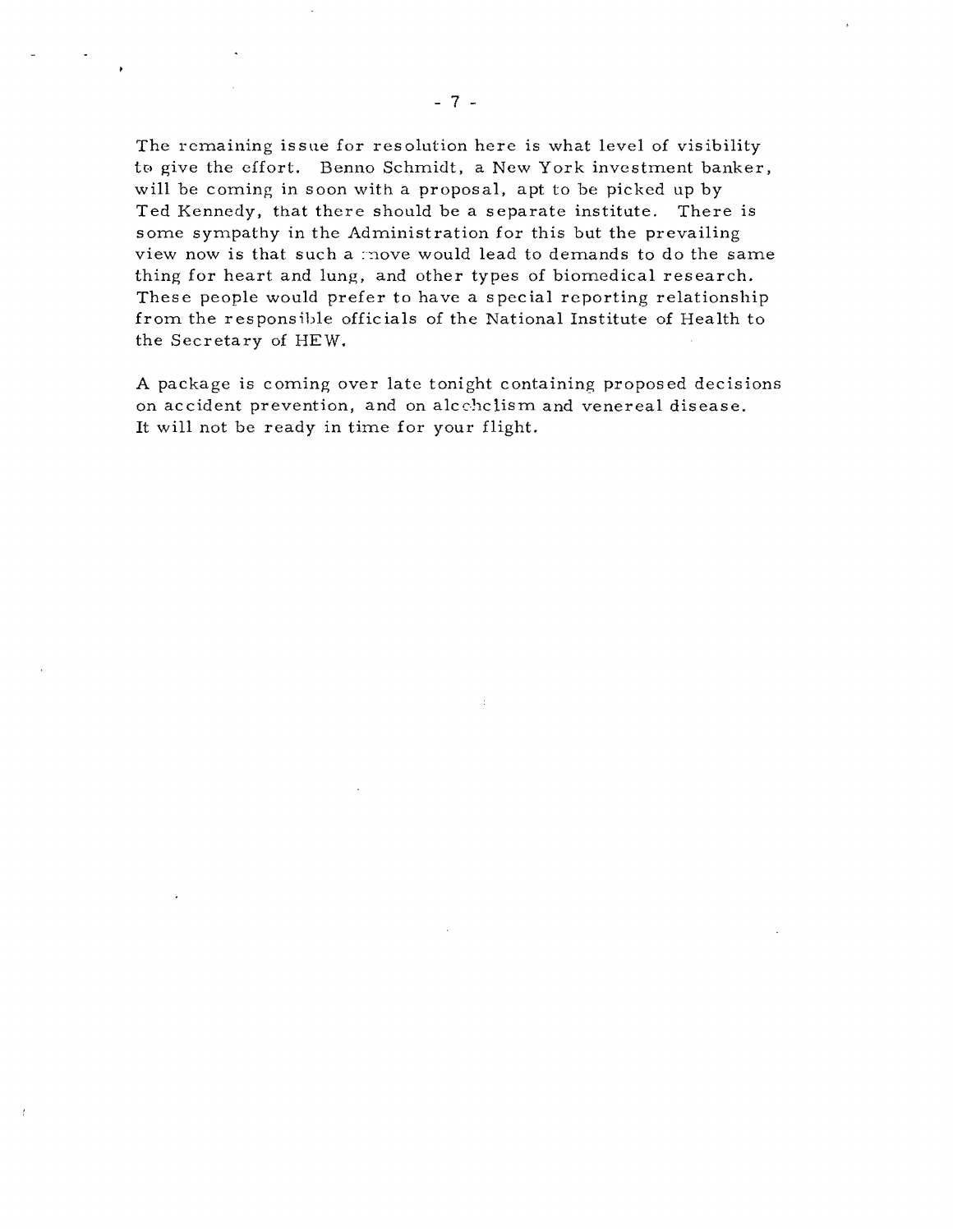The remaining issue for resolution here is what level of visibility to give the effort. Benno Schmidt, a New York investment banker, will be coming in soon with a proposal, apt to be picked up by Ted Kennedy, that there should be a separate institute. There is some sympathy in the Administration for this but the prevailing view now is that such a move would lead to demands to do the same thing for heart and lung, and other types of biomedical research. These people would prefer to have a special reporting relationship from the responsible officials of the National Institute of Health to the Secretary of HEW.

A package is coming over late tonight containing proposed decisions on accident prevention, and on alcoholism and venereal disease. It will not be ready in time for your flight.